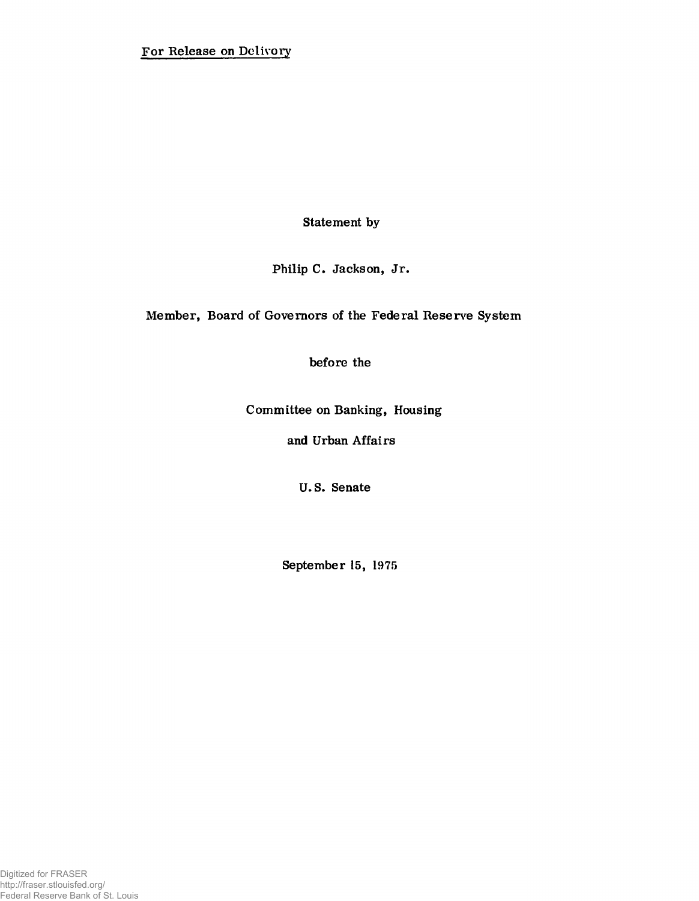For Release on Delivery

Statement by

Philip C. Jackson, Jr.

Member, Board of Governors of the Federal Reserve System

before the

Committee on Banking, Housing

and Urban Affairs

U.S. Senate

September 15, 1975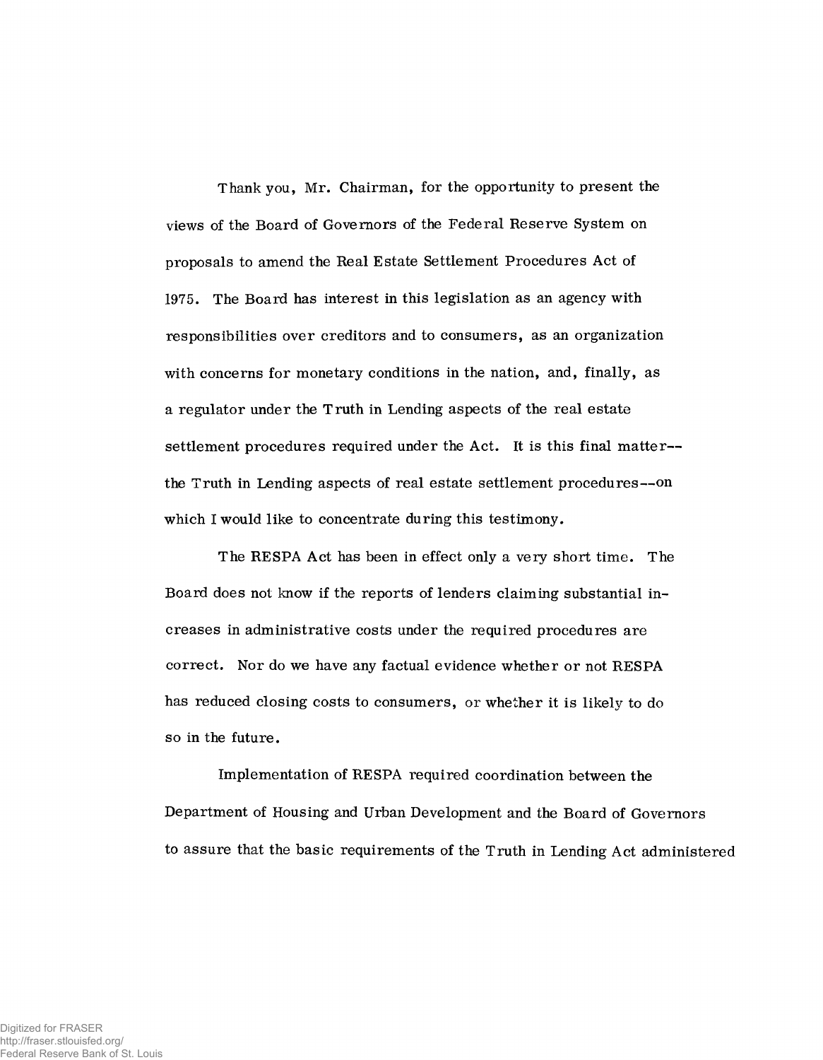Thank you, Mr. Chairman, for the opportunity to present the views of the Board of Governors of the Federal Reserve System on proposals to amend the Real Estate Settlement Procedures Act of 1975. The Board has interest in this legislation as an agency with responsibilities over creditors and to consumers, as an organization with concerns for monetary conditions in the nation, and, finally, as a regulator under the Truth in Lending aspects of the real estate settlement procedures required under the Act. It is this final matter-- the Truth in Lending aspects of real estate settlement procedures--on which I would like to concentrate during this testimony.

The RESPA Act has been in effect only a very short time. The Board does not know if the reports of lenders claiming substantial increases in administrative costs under the required procedures are correct. Nor do we have any factual evidence whether or not RESPA has reduced closing costs to consumers, or whether it is likely to do so in the future.

Implementation of RESPA required coordination between the Department of Housing and Urban Development and the Board of Governors to assure that the basic requirements of the Truth in Lending Act administered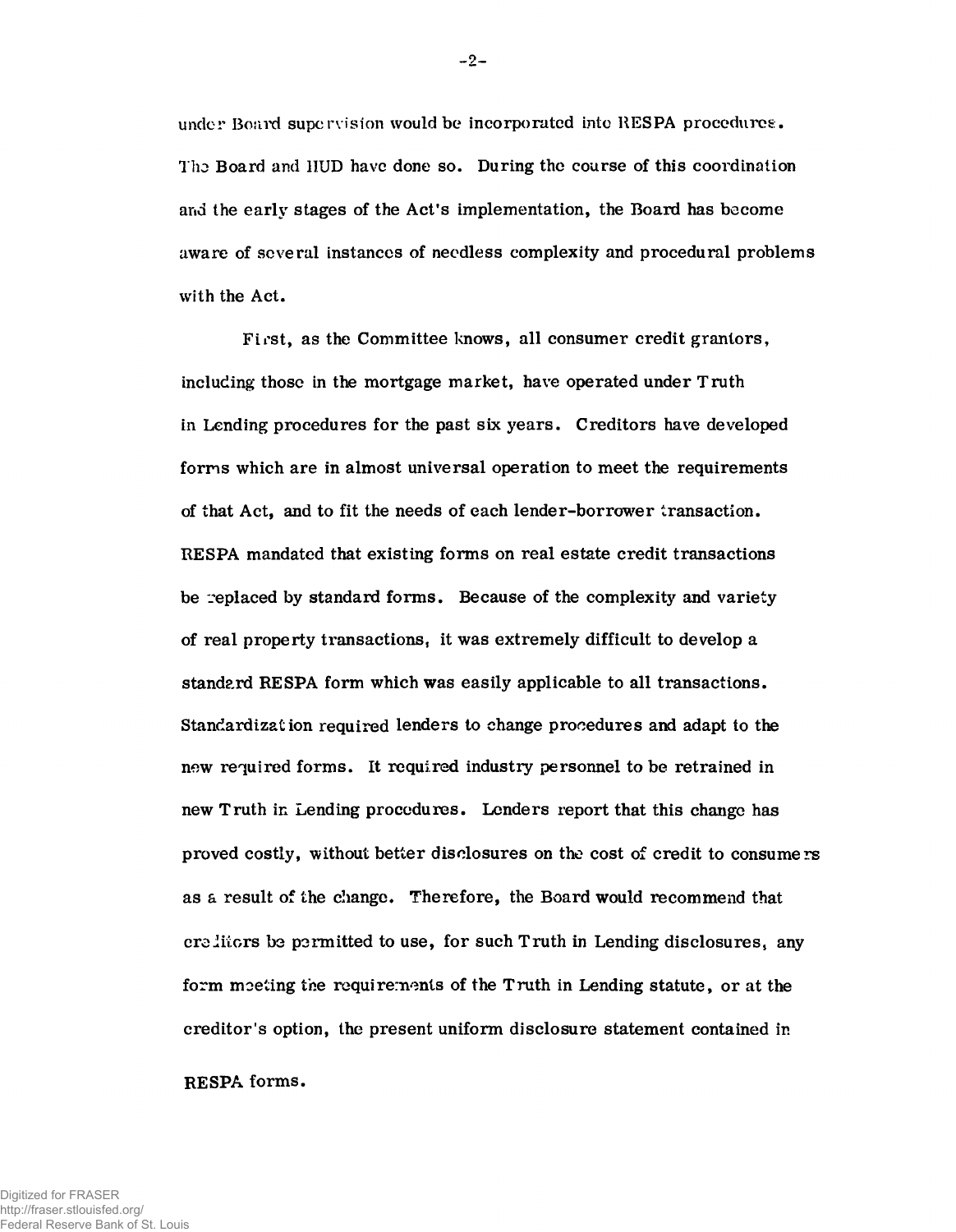under Board supervision would be incorporated into RESPA procedures. The Board and HUD have done so. During the course of this coordination and the early stages of the Act's implementation, the Board has become aware of several instances of needless complexity and procedural problems with the Act.

First, as the Committee knows, all consumer credit grantors, including those in the mortgage market, have operated under Truth in Lending procedures for the past six years. Creditors have developed forms which are in almost universal operation to meet the requirements of that Act, and to fit the needs of each lender-borrower transaction. RESPA mandated that existing forms on real estate credit transactions be replaced by standard forms. Because of the complexity and variety of real property transactions, it was extremely difficult to develop a standard RESPA form which was easily applicable to all transactions. Standardization required lenders to change procedures and adapt to the new required forms. It required industry personnel to be retrained in new Truth in Lending procedures. Lenders report that this change has proved costly, without better disclosures on the cost of credit to consumers as a result of the change. Therefore, the Board would recommend that creditors be permitted to use, for such Truth in Lending disclosures, any form meeting the requirements of the Truth in Lending statute, or at the creditor's option, the present uniform disclosure statement contained in RESPA forms.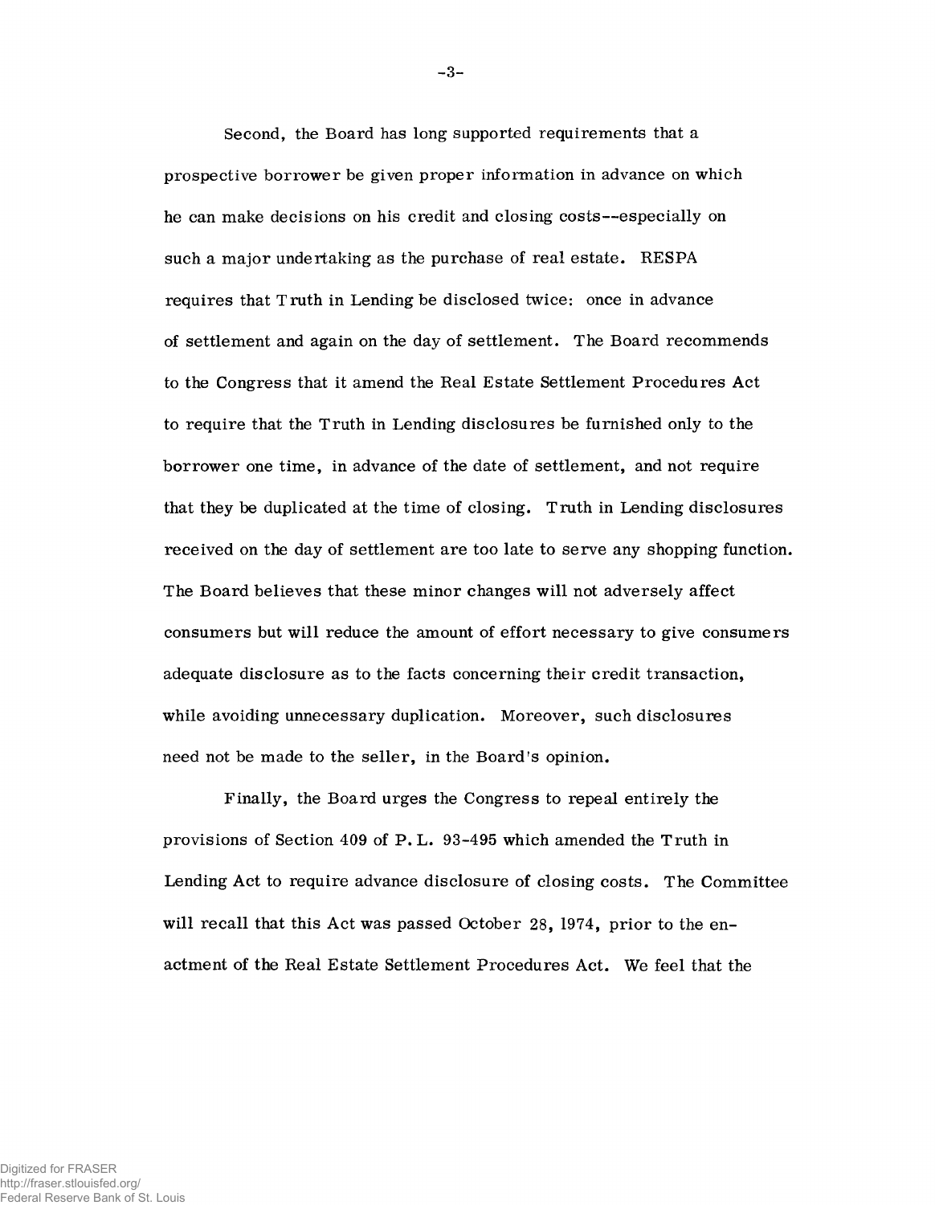Second, the Board has long supported requirements that a prospective borrower be given proper information in advance on which he can make decisions on his credit and closing costs--especially on such a major undertaking as the purchase of real estate. RESPA requires that Truth in Lending be disclosed twice: once in advance of settlement and again on the day of settlement. The Board recommends to the Congress that it amend the Real Estate Settlement Procedures Act to require that the Truth in Lending disclosures be furnished only to the borrower one time, in advance of the date of settlement, and not require that they be duplicated at the time of closing. Truth in Lending disclosures received on the day of settlement are too late to serve any shopping function. The Board believes that these minor changes will not adversely affect consumers but will reduce the amount of effort necessary to give consumers adequate disclosure as to the facts concerning their credit transaction, while avoiding unnecessary duplication. Moreover, such disclosures need not be made to the seller, in the Board's opinion.

Finally, the Board urges the Congress to repeal entirely the provisions of Section 409 of P. L. 93-495 which amended the Truth in Lending Act to require advance disclosure of closing costs. The Committee will recall that this Act was passed October 28, 1974, prior to the enactment of the Real Estate Settlement Procedures Act. We feel that the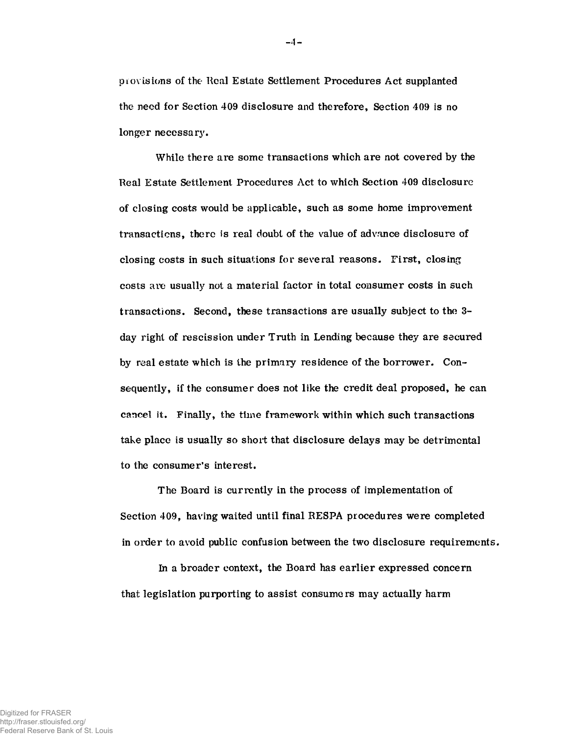provisions of the Real Estate Settlement Procedures Act supplanted the need for Section 409 disclosure and therefore, Section 409 is no longer necessary.

While there are some transactions which are not covered by the Real Estate Settlement Procedures Act to which Section 409 disclosure of closing costs would be applicable, such as some home improvement transactions, there is real doubt of the value of advance disclosure of closing costs in such situations for several reasons. First, closing costs are usually not a material factor in total consumer costs in such transactions. Second, these transactions are usually subject to the 3-day right of rescission under Truth in Lending because they are secured by real estate which is the primary residence of the borrower. Consequently, if the consumer does not like the credit deal proposed, he can cancel it. Finally, the time framework within which such transactions take place is usually so short that disclosure delays may be detrimental to the consumer's interest.

The Board is currently in the process of implementation of Section 409, having waited until final RESPA procedures were completed in order to avoid public confusion between the two disclosure requirements.

In a broader context, the Board has earlier expressed concern that legislation purporting to assist consumers may actually harm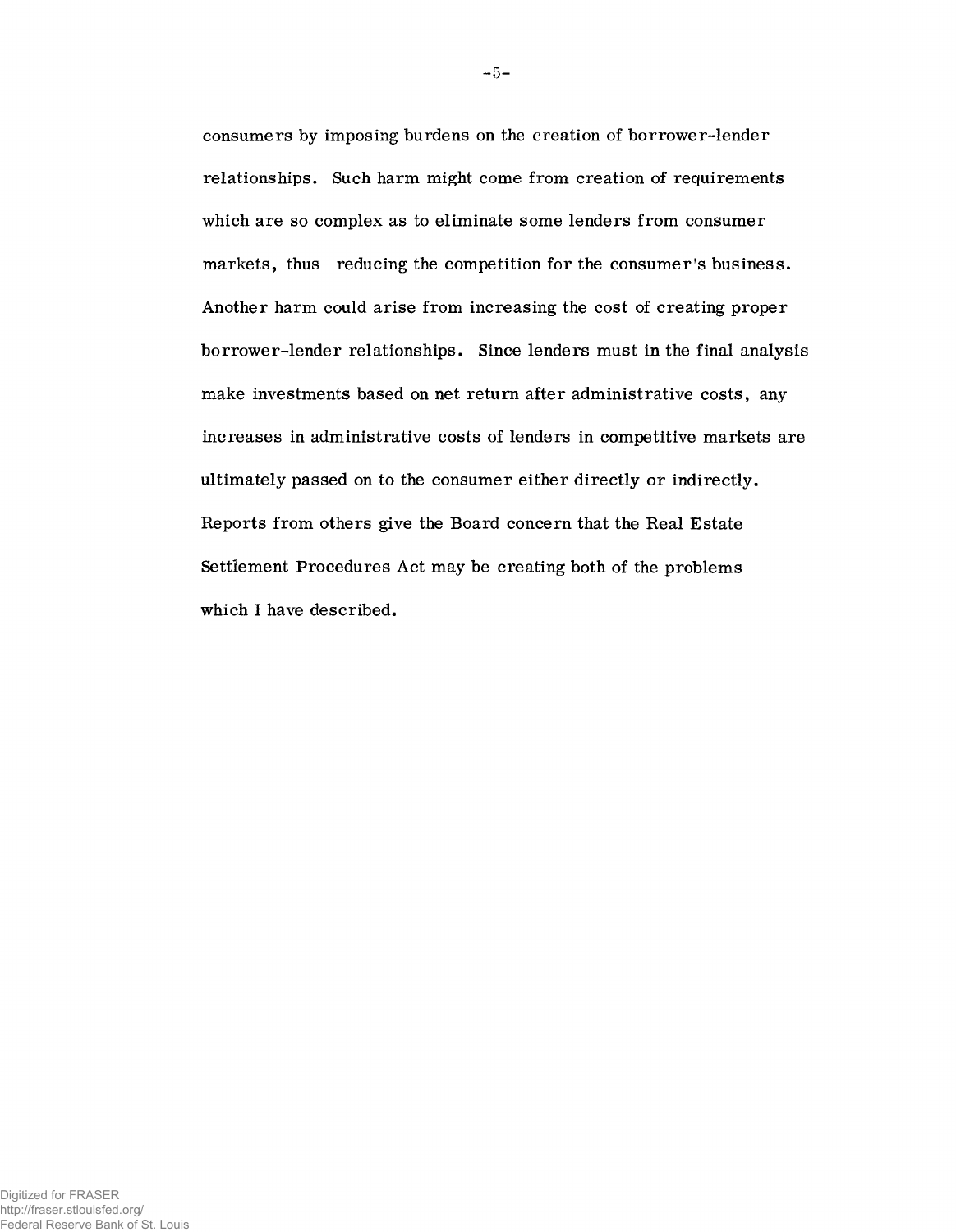consumers by imposing burdens on the creation of borrower-lender relationships. Such harm might come from creation of requirements which are so complex as to eliminate some lenders from consumer markets, thus reducing the competition for the consumer's business. Another harm could arise from increasing the cost of creating proper borrower-lender relationships. Since lenders must in the final analysis make investments based on net return after administrative costs, any increases in administrative costs of lenders in competitive markets are ultimately passed on to the consumer either directly or indirectly. Reports from others give the Board concern that the Real Estate Settlement Procedures Act may be creating both of the problems which I have described.